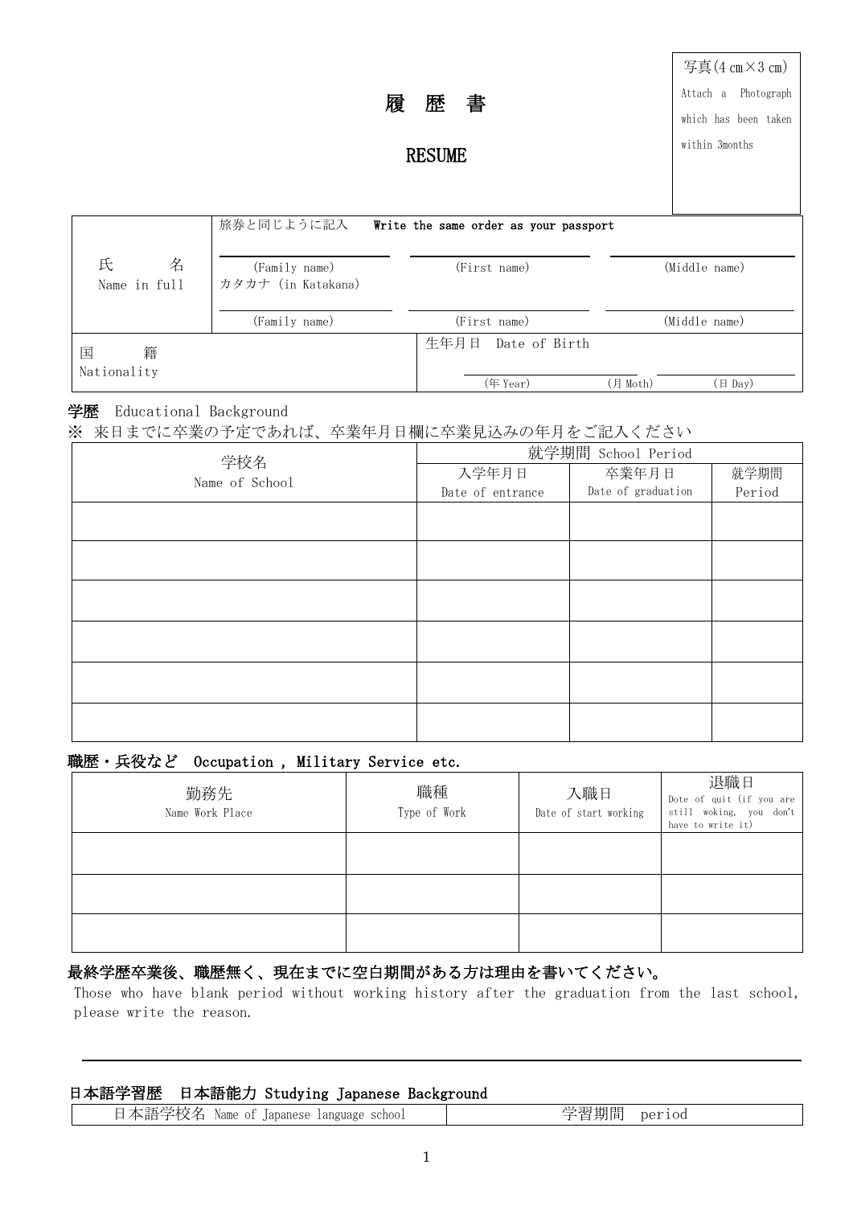写真(4 cm×3 cm)
Attach a Photograph which has been taken within 3months

# 履 歴 書

# RESUME

| 氏 名<br>Name in full | 旅券と同じように記入 Write the same order as your passport | | |
|---|---|---|---|
| | (Family name) | (First name) | (Middle name) |
| | カタカナ (in Katakana) | | |
| | (Family name) | (First name) | (Middle name) |

| 国 籍<br>Nationality | | 生年月日 Date of Birth | | |
|---|---|---|---|---|
| | | (年 Year) | (月 Moth) | (日 Day) |

**学歴** Educational Background

※ 来日までに卒業の予定であれば、卒業年月日欄に卒業見込みの年月をご記入ください

| 学校名<br>Name of School | 就学期間 School Period | | |
|---|---|---|---|
| | 入学年月日<br>Date of entrance | 卒業年月日<br>Date of graduation | 就学期間<br>Period |
| | | | |
| | | | |
| | | | |
| | | | |
| | | | |
| | | | |

**職歴・兵役など** Occupation , Military Service etc.

| 勤務先<br>Name Work Place | 職種<br>Type of Work | 入職日<br>Date of start working | 退職日<br>Dote of quit (if you are still woking, you don't have to write it) |
|---|---|---|---|
| | | | |
| | | | |
| | | | |

**最終学歴卒業後、職歴無く、現在までに空白期間がある方は理由を書いてください。**

Those who have blank period without working history after the graduation from the last school, please write the reason.

**日本語学習歴 日本語能力** Studying Japanese Background

| 日本語学校名 Name of Japanese language school | 学習期間 period |
|---|---|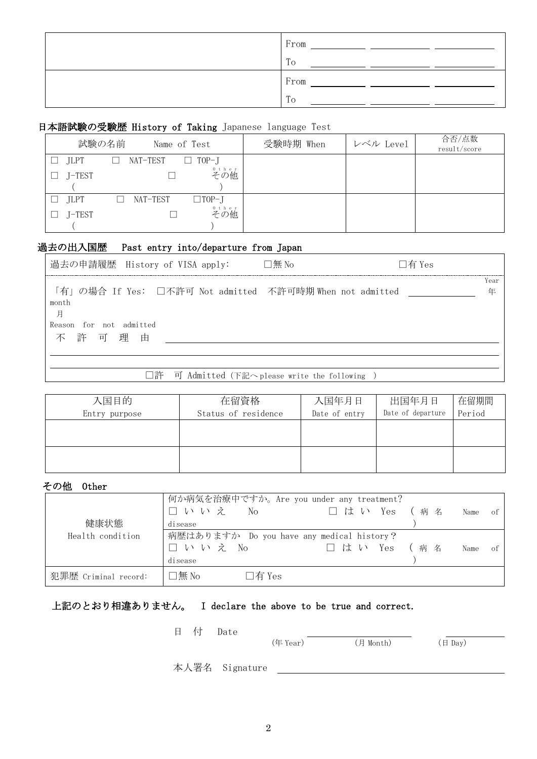| | |
|---|---|
| | From ＿＿＿＿ ＿＿＿＿ ＿＿＿＿<br>To ＿＿＿＿ ＿＿＿＿ ＿＿＿＿ |
| | From ＿＿＿＿ ＿＿＿＿ ＿＿＿＿<br>To ＿＿＿＿ ＿＿＿＿ ＿＿＿＿ |

## 日本語試験の受験歴 History of Taking Japanese language Test

| 試験の名前 Name of Test | 受験時期 When | レベル Level | 合否/点数 result/score |
|---|---|---|---|
| □ JLPT □ NAT-TEST □ TOP-J<br>□ J-TEST □ その他 Other<br>(　　　　) | | | |
| □ JLPT □ NAT-TEST □TOP-J<br>□ J-TEST □ その他 Other<br>(　　　　) | | | |

## 過去の出入国歴　Past entry into/departure from Japan

過去の申請履歴 History of VISA apply:　□無 No　□有 Yes

「有」の場合 If Yes: □不許可 Not admitted 不許可時期 When not admitted ＿＿＿＿ Year 年 month 月

Reason for not admitted
不許可理由 ＿＿＿＿＿＿＿＿＿＿＿＿＿＿＿＿＿＿＿＿

□許 可 Admitted (下記へplease write the following )

| 入国目的 Entry purpose | 在留資格 Status of residence | 入国年月日 Date of entry | 出国年月日 Date of departure | 在留期間 Period |
|---|---|---|---|---|
| | | | | |
| | | | | |

## その他 Other

| | |
|---|---|
| 健康状態 Health condition | 何か病気を治療中ですか。Are you under any treatment?<br>□ いいえ No　□ はい Yes　( 病名 Name of disease　) |
| | 病歴はありますか Do you have any medical history?<br>□ いいえ No　□ はい Yes　( 病名 Name of disease　) |
| 犯罪歴 Criminal record: | □無 No　□有 Yes |

**上記のとおり相違ありません。　I declare the above to be true and correct.**

日 付　Date ＿＿＿＿(年 Year) ＿＿＿＿(月 Month) ＿＿＿＿(日 Day)

本人署名　Signature ＿＿＿＿＿＿＿＿＿＿＿＿＿＿＿＿